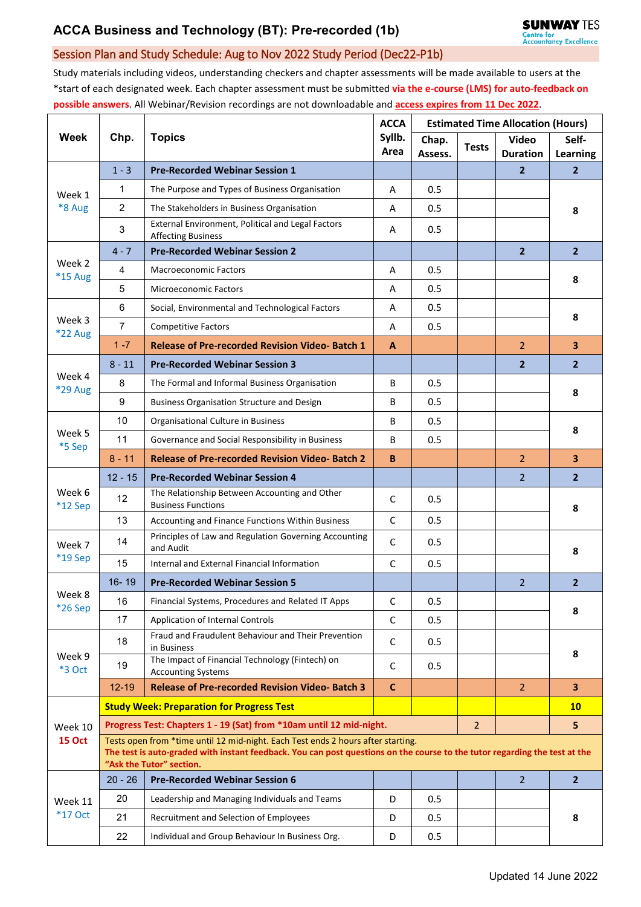# ACCA Business and Technology (BT): Pre-recorded (1b)

SUNWAY TES Centre for Accountancy Excellence

## Session Plan and Study Schedule: Aug to Nov 2022 Study Period (Dec22-P1b)

Study materials including videos, understanding checkers and chapter assessments will be made available to users at the *start of each designated week. Each chapter assessment must be submitted **via the e-course (LMS) for auto-feedback on possible answers**. All Webinar/Revision recordings are not downloadable and **access expires from 11 Dec 2022**.

| Week | Chp. | Topics | ACCA Syllb. Area | Estimated Time Allocation (Hours) | | | |
|---|---|---|---|---|---|---|---|
| | | | | Chap. Assess. | Tests | Video Duration | Self-Learning |
| Week 1 *8 Aug | 1 - 3 | **Pre-Recorded Webinar Session 1** | | | | **2** | **2** |
| | 1 | The Purpose and Types of Business Organisation | A | 0.5 | | | **8** |
| | 2 | The Stakeholders in Business Organisation | A | 0.5 | | | |
| | 3 | External Environment, Political and Legal Factors Affecting Business | A | 0.5 | | | |
| Week 2 *15 Aug | 4 - 7 | **Pre-Recorded Webinar Session 2** | | | | **2** | **2** |
| | 4 | Macroeconomic Factors | A | 0.5 | | | **8** |
| | 5 | Microeconomic Factors | A | 0.5 | | | |
| Week 3 *22 Aug | 6 | Social, Environmental and Technological Factors | A | 0.5 | | | **8** |
| | 7 | Competitive Factors | A | 0.5 | | | |
| | 1 -7 | **Release of Pre-recorded Revision Video- Batch 1** | **A** | | | 2 | **3** |
| Week 4 *29 Aug | 8 - 11 | **Pre-Recorded Webinar Session 3** | | | | **2** | **2** |
| | 8 | The Formal and Informal Business Organisation | B | 0.5 | | | **8** |
| | 9 | Business Organisation Structure and Design | B | 0.5 | | | |
| Week 5 *5 Sep | 10 | Organisational Culture in Business | B | 0.5 | | | **8** |
| | 11 | Governance and Social Responsibility in Business | B | 0.5 | | | |
| | 8 - 11 | **Release of Pre-recorded Revision Video- Batch 2** | **B** | | | 2 | **3** |
| Week 6 *12 Sep | 12 - 15 | **Pre-Recorded Webinar Session 4** | | | | 2 | **2** |
| | 12 | The Relationship Between Accounting and Other Business Functions | C | 0.5 | | | **8** |
| | 13 | Accounting and Finance Functions Within Business | C | 0.5 | | | |
| Week 7 *19 Sep | 14 | Principles of Law and Regulation Governing Accounting and Audit | C | 0.5 | | | **8** |
| | 15 | Internal and External Financial Information | C | 0.5 | | | |
| Week 8 *26 Sep | 16- 19 | **Pre-Recorded Webinar Session 5** | | | | 2 | **2** |
| | 16 | Financial Systems, Procedures and Related IT Apps | C | 0.5 | | | **8** |
| | 17 | Application of Internal Controls | C | 0.5 | | | |
| Week 9 *3 Oct | 18 | Fraud and Fraudulent Behaviour and Their Prevention in Business | C | 0.5 | | | **8** |
| | 19 | The Impact of Financial Technology (Fintech) on Accounting Systems | C | 0.5 | | | |
| | 12-19 | **Release of Pre-recorded Revision Video- Batch 3** | **C** | | | 2 | **3** |
| Week 10 **15 Oct** | **Study Week: Preparation for Progress Test** | | | | | | **10** |
| | **Progress Test: Chapters 1 - 19 (Sat) from *10am until 12 mid-night.** | | | | 2 | | **5** |
| | Tests open from *time until 12 mid-night. Each Test ends 2 hours after starting. **The test is auto-graded with instant feedback. You can post questions on the course to the tutor regarding the test at the "Ask the Tutor" section.** | | | | | | |
| Week 11 *17 Oct | 20 - 26 | **Pre-Recorded Webinar Session 6** | | | | 2 | **2** |
| | 20 | Leadership and Managing Individuals and Teams | D | 0.5 | | | **8** |
| | 21 | Recruitment and Selection of Employees | D | 0.5 | | | |
| | 22 | Individual and Group Behaviour In Business Org. | D | 0.5 | | | |

Updated 14 June 2022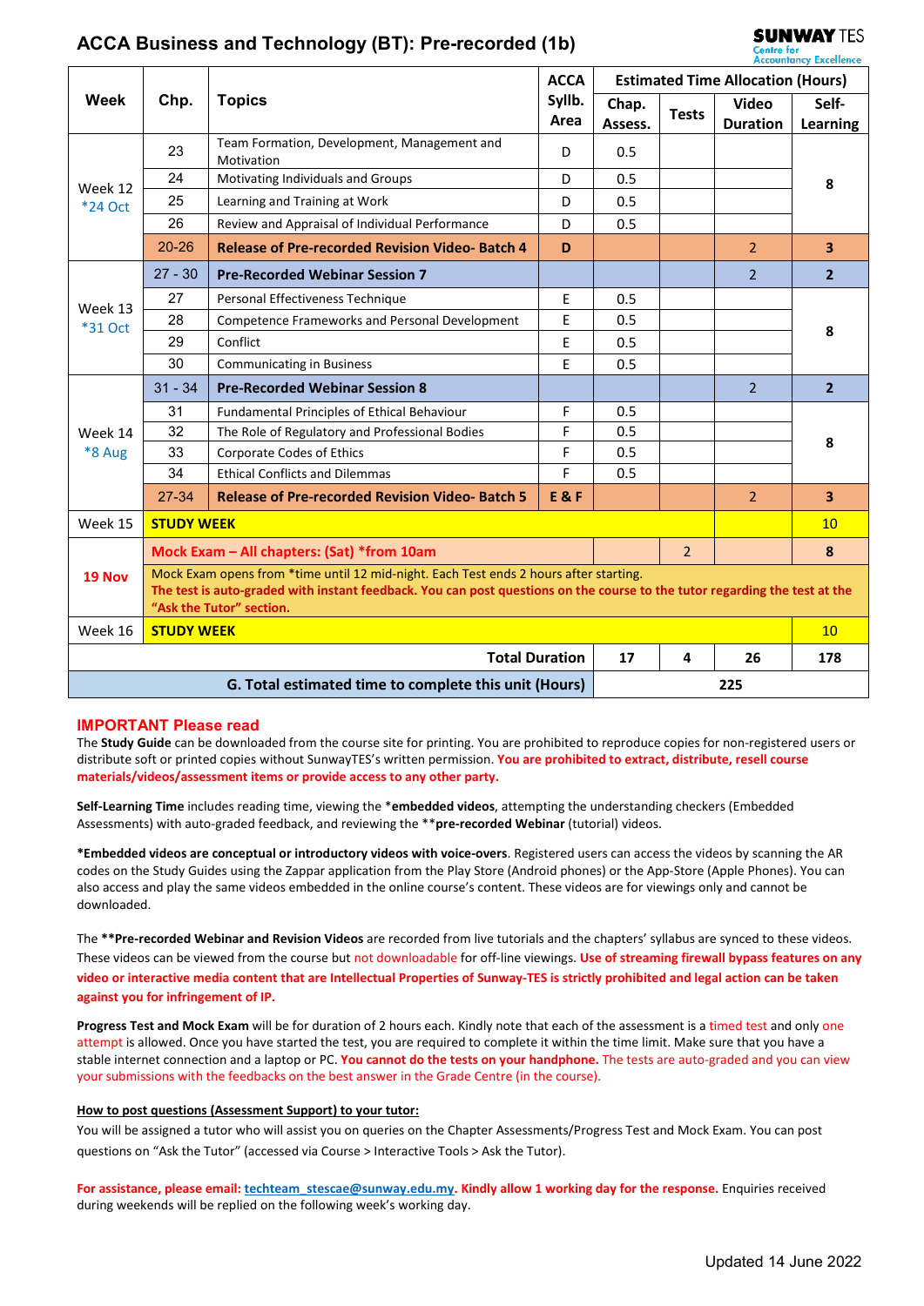# ACCA Business and Technology (BT): Pre-recorded (1b)

| Week | Chp. | Topics | ACCA Syllb. Area | Estimated Time Allocation (Hours) | | | |
|---|---|---|---|---|---|---|---|
| | | | | Chap. Assess. | Tests | Video Duration | Self-Learning |
| Week 12 *24 Oct | 23 | Team Formation, Development, Management and Motivation | D | 0.5 | | | 8 |
| | 24 | Motivating Individuals and Groups | D | 0.5 | | | |
| | 25 | Learning and Training at Work | D | 0.5 | | | |
| | 26 | Review and Appraisal of Individual Performance | D | 0.5 | | | |
| | 20-26 | **Release of Pre-recorded Revision Video- Batch 4** | **D** | | | 2 | **3** |
| Week 13 *31 Oct | 27 - 30 | **Pre-Recorded Webinar Session 7** | | | | 2 | **2** |
| | 27 | Personal Effectiveness Technique | E | 0.5 | | | 8 |
| | 28 | Competence Frameworks and Personal Development | E | 0.5 | | | |
| | 29 | Conflict | E | 0.5 | | | |
| | 30 | Communicating in Business | E | 0.5 | | | |
| Week 14 *8 Aug | 31 - 34 | **Pre-Recorded Webinar Session 8** | | | | 2 | **2** |
| | 31 | Fundamental Principles of Ethical Behaviour | F | 0.5 | | | 8 |
| | 32 | The Role of Regulatory and Professional Bodies | F | 0.5 | | | |
| | 33 | Corporate Codes of Ethics | F | 0.5 | | | |
| | 34 | Ethical Conflicts and Dilemmas | F | 0.5 | | | |
| | 27-34 | **Release of Pre-recorded Revision Video- Batch 5** | **E & F** | | | 2 | **3** |
| Week 15 | **STUDY WEEK** | | | | | | 10 |
| **19 Nov** | **Mock Exam – All chapters: (Sat) *from 10am** | | | | 2 | | **8** |
| | Mock Exam opens from *time until 12 mid-night. Each Test ends 2 hours after starting. **The test is auto-graded with instant feedback. You can post questions on the course to the tutor regarding the test at the "Ask the Tutor" section.** | | | | | | |
| Week 16 | **STUDY WEEK** | | | | | | 10 |
| | | | **Total Duration** | **17** | **4** | **26** | **178** |
| | | | **G. Total estimated time to complete this unit (Hours)** | **225** | | | |

## IMPORTANT Please read

The **Study Guide** can be downloaded from the course site for printing. You are prohibited to reproduce copies for non-registered users or distribute soft or printed copies without SunwayTES's written permission. **You are prohibited to extract, distribute, resell course materials/videos/assessment items or provide access to any other party.**

**Self-Learning Time** includes reading time, viewing the ***embedded videos**, attempting the understanding checkers (Embedded Assessments) with auto-graded feedback, and reviewing the ****pre-recorded Webinar** (tutorial) videos.

***Embedded videos are conceptual or introductory videos with voice-overs**. Registered users can access the videos by scanning the AR codes on the Study Guides using the Zappar application from the Play Store (Android phones) or the App-Store (Apple Phones). You can also access and play the same videos embedded in the online course's content. These videos are for viewings only and cannot be downloaded.

The ****Pre-recorded Webinar and Revision Videos** are recorded from live tutorials and the chapters' syllabus are synced to these videos. These videos can be viewed from the course but not downloadable for off-line viewings. **Use of streaming firewall bypass features on any video or interactive media content that are Intellectual Properties of Sunway-TES is strictly prohibited and legal action can be taken against you for infringement of IP.**

**Progress Test and Mock Exam** will be for duration of 2 hours each. Kindly note that each of the assessment is a timed test and only one attempt is allowed. Once you have started the test, you are required to complete it within the time limit. Make sure that you have a stable internet connection and a laptop or PC. **You cannot do the tests on your handphone.** The tests are auto-graded and you can view your submissions with the feedbacks on the best answer in the Grade Centre (in the course).

**How to post questions (Assessment Support) to your tutor:**

You will be assigned a tutor who will assist you on queries on the Chapter Assessments/Progress Test and Mock Exam. You can post questions on "Ask the Tutor" (accessed via Course > Interactive Tools > Ask the Tutor).

**For assistance, please email: techteam_stescae@sunway.edu.my. Kindly allow 1 working day for the response.** Enquiries received during weekends will be replied on the following week's working day.

Updated 14 June 2022